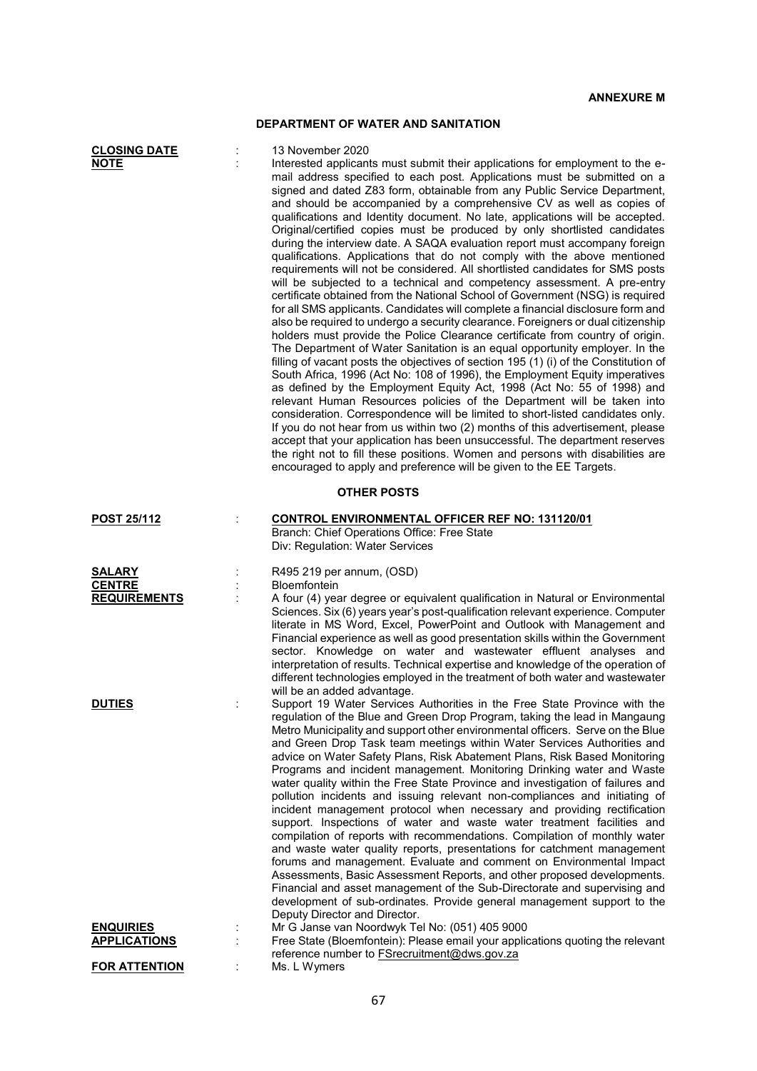**ANNEXURE M**

## DEPARTMENT OF WATER AND SANITATION

**CLOSING DATE** : 13 November 2020

**NOTE** : Interested applicants must submit their applications for employment to the e-mail address specified to each post. Applications must be submitted on a signed and dated Z83 form, obtainable from any Public Service Department, and should be accompanied by a comprehensive CV as well as copies of qualifications and Identity document. No late, applications will be accepted. Original/certified copies must be produced by only shortlisted candidates during the interview date. A SAQA evaluation report must accompany foreign qualifications. Applications that do not comply with the above mentioned requirements will not be considered. All shortlisted candidates for SMS posts will be subjected to a technical and competency assessment. A pre-entry certificate obtained from the National School of Government (NSG) is required for all SMS applicants. Candidates will complete a financial disclosure form and also be required to undergo a security clearance. Foreigners or dual citizenship holders must provide the Police Clearance certificate from country of origin. The Department of Water Sanitation is an equal opportunity employer. In the filling of vacant posts the objectives of section 195 (1) (i) of the Constitution of South Africa, 1996 (Act No: 108 of 1996), the Employment Equity imperatives as defined by the Employment Equity Act, 1998 (Act No: 55 of 1998) and relevant Human Resources policies of the Department will be taken into consideration. Correspondence will be limited to short-listed candidates only. If you do not hear from us within two (2) months of this advertisement, please accept that your application has been unsuccessful. The department reserves the right not to fill these positions. Women and persons with disabilities are encouraged to apply and preference will be given to the EE Targets.

### OTHER POSTS

**POST 25/112** : **CONTROL ENVIRONMENTAL OFFICER REF NO: 131120/01**
Branch: Chief Operations Office: Free State
Div: Regulation: Water Services

**SALARY** : R495 219 per annum, (OSD)

**CENTRE** : Bloemfontein

**REQUIREMENTS** : A four (4) year degree or equivalent qualification in Natural or Environmental Sciences. Six (6) years year's post-qualification relevant experience. Computer literate in MS Word, Excel, PowerPoint and Outlook with Management and Financial experience as well as good presentation skills within the Government sector. Knowledge on water and wastewater effluent analyses and interpretation of results. Technical expertise and knowledge of the operation of different technologies employed in the treatment of both water and wastewater will be an added advantage.

**DUTIES** : Support 19 Water Services Authorities in the Free State Province with the regulation of the Blue and Green Drop Program, taking the lead in Mangaung Metro Municipality and support other environmental officers. Serve on the Blue and Green Drop Task team meetings within Water Services Authorities and advice on Water Safety Plans, Risk Abatement Plans, Risk Based Monitoring Programs and incident management. Monitoring Drinking water and Waste water quality within the Free State Province and investigation of failures and pollution incidents and issuing relevant non-compliances and initiating of incident management protocol when necessary and providing rectification support. Inspections of water and waste water treatment facilities and compilation of reports with recommendations. Compilation of monthly water and waste water quality reports, presentations for catchment management forums and management. Evaluate and comment on Environmental Impact Assessments, Basic Assessment Reports, and other proposed developments. Financial and asset management of the Sub-Directorate and supervising and development of sub-ordinates. Provide general management support to the Deputy Director and Director.

**ENQUIRIES** : Mr G Janse van Noordwyk Tel No: (051) 405 9000

**APPLICATIONS** : Free State (Bloemfontein): Please email your applications quoting the relevant reference number to FSrecruitment@dws.gov.za

**FOR ATTENTION** : Ms. L Wymers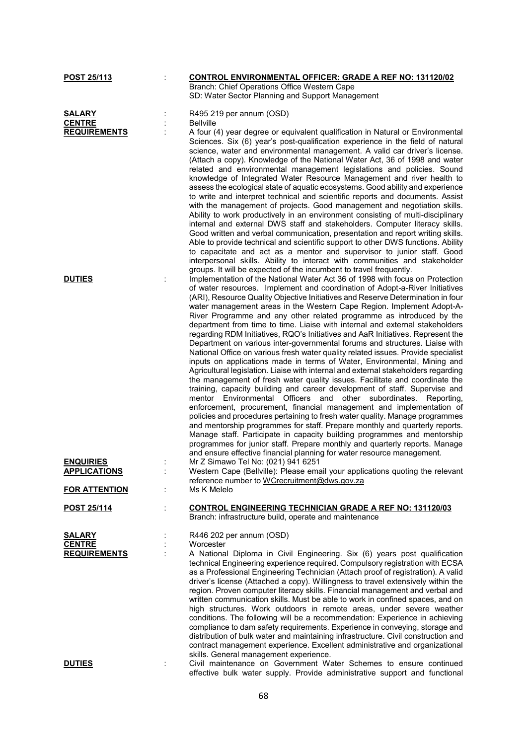**POST 25/113** : **CONTROL ENVIRONMENTAL OFFICER: GRADE A REF NO: 131120/02**
Branch: Chief Operations Office Western Cape
SD: Water Sector Planning and Support Management

**SALARY** : R495 219 per annum (OSD)

**CENTRE** : Bellville

**REQUIREMENTS** : A four (4) year degree or equivalent qualification in Natural or Environmental Sciences. Six (6) year's post-qualification experience in the field of natural science, water and environmental management. A valid car driver's license. (Attach a copy). Knowledge of the National Water Act, 36 of 1998 and water related and environmental management legislations and policies. Sound knowledge of Integrated Water Resource Management and river health to assess the ecological state of aquatic ecosystems. Good ability and experience to write and interpret technical and scientific reports and documents. Assist with the management of projects. Good management and negotiation skills. Ability to work productively in an environment consisting of multi-disciplinary internal and external DWS staff and stakeholders. Computer literacy skills. Good written and verbal communication, presentation and report writing skills. Able to provide technical and scientific support to other DWS functions. Ability to capacitate and act as a mentor and supervisor to junior staff. Good interpersonal skills. Ability to interact with communities and stakeholder groups. It will be expected of the incumbent to travel frequently.

**DUTIES** : Implementation of the National Water Act 36 of 1998 with focus on Protection of water resources. Implement and coordination of Adopt-a-River Initiatives (ARI), Resource Quality Objective Initiatives and Reserve Determination in four water management areas in the Western Cape Region. Implement Adopt-A-River Programme and any other related programme as introduced by the department from time to time. Liaise with internal and external stakeholders regarding RDM Initiatives, RQO's Initiatives and AaR Initiatives. Represent the Department on various inter-governmental forums and structures. Liaise with National Office on various fresh water quality related issues. Provide specialist inputs on applications made in terms of Water, Environmental, Mining and Agricultural legislation. Liaise with internal and external stakeholders regarding the management of fresh water quality issues. Facilitate and coordinate the training, capacity building and career development of staff. Supervise and mentor Environmental Officers and other subordinates. Reporting, enforcement, procurement, financial management and implementation of policies and procedures pertaining to fresh water quality. Manage programmes and mentorship programmes for staff. Prepare monthly and quarterly reports. Manage staff. Participate in capacity building programmes and mentorship programmes for junior staff. Prepare monthly and quarterly reports. Manage and ensure effective financial planning for water resource management.

**ENQUIRIES** : Mr Z Simawo Tel No: (021) 941 6251

**APPLICATIONS** : Western Cape (Bellville): Please email your applications quoting the relevant reference number to WCrecruitment@dws.gov.za

**FOR ATTENTION** : Ms K Melelo

**POST 25/114** : **CONTROL ENGINEERING TECHNICIAN GRADE A REF NO: 131120/03**
Branch: infrastructure build, operate and maintenance

**SALARY** : R446 202 per annum (OSD)

**CENTRE** : Worcester

**REQUIREMENTS** : A National Diploma in Civil Engineering. Six (6) years post qualification technical Engineering experience required. Compulsory registration with ECSA as a Professional Engineering Technician (Attach proof of registration). A valid driver's license (Attached a copy). Willingness to travel extensively within the region. Proven computer literacy skills. Financial management and verbal and written communication skills. Must be able to work in confined spaces, and on high structures. Work outdoors in remote areas, under severe weather conditions. The following will be a recommendation: Experience in achieving compliance to dam safety requirements. Experience in conveying, storage and distribution of bulk water and maintaining infrastructure. Civil construction and contract management experience. Excellent administrative and organizational skills. General management experience.

**DUTIES** : Civil maintenance on Government Water Schemes to ensure continued effective bulk water supply. Provide administrative support and functional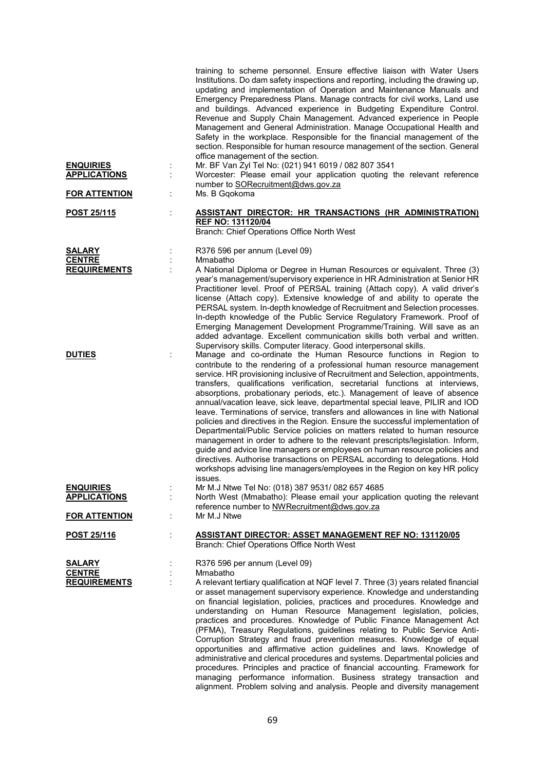training to scheme personnel. Ensure effective liaison with Water Users Institutions. Do dam safety inspections and reporting, including the drawing up, updating and implementation of Operation and Maintenance Manuals and Emergency Preparedness Plans. Manage contracts for civil works, Land use and buildings. Advanced experience in Budgeting Expenditure Control. Revenue and Supply Chain Management. Advanced experience in People Management and General Administration. Manage Occupational Health and Safety in the workplace. Responsible for the financial management of the section. Responsible for human resource management of the section. General office management of the section.

**ENQUIRIES** : Mr. BF Van Zyl Tel No: (021) 941 6019 / 082 807 3541

**APPLICATIONS** : Worcester: Please email your application quoting the relevant reference number to SORecruitment@dws.gov.za

**FOR ATTENTION** : Ms. B Gqokoma

**POST 25/115** : **ASSISTANT DIRECTOR: HR TRANSACTIONS (HR ADMINISTRATION) REF NO: 131120/04**

Branch: Chief Operations Office North West

**SALARY** : R376 596 per annum (Level 09)

**CENTRE** : Mmabatho

**REQUIREMENTS** : A National Diploma or Degree in Human Resources or equivalent. Three (3) year's management/supervisory experience in HR Administration at Senior HR Practitioner level. Proof of PERSAL training (Attach copy). A valid driver's license (Attach copy). Extensive knowledge of and ability to operate the PERSAL system. In-depth knowledge of Recruitment and Selection processes. In-depth knowledge of the Public Service Regulatory Framework. Proof of Emerging Management Development Programme/Training. Will save as an added advantage. Excellent communication skills both verbal and written. Supervisory skills. Computer literacy. Good interpersonal skills.

**DUTIES** : Manage and co-ordinate the Human Resource functions in Region to contribute to the rendering of a professional human resource management service. HR provisioning inclusive of Recruitment and Selection, appointments, transfers, qualifications verification, secretarial functions at interviews, absorptions, probationary periods, etc.). Management of leave of absence annual/vacation leave, sick leave, departmental special leave, PILIR and IOD leave. Terminations of service, transfers and allowances in line with National policies and directives in the Region. Ensure the successful implementation of Departmental/Public Service policies on matters related to human resource management in order to adhere to the relevant prescripts/legislation. Inform, guide and advice line managers or employees on human resource policies and directives. Authorise transactions on PERSAL according to delegations. Hold workshops advising line managers/employees in the Region on key HR policy issues.

**ENQUIRIES** : Mr M.J Ntwe Tel No: (018) 387 9531/ 082 657 4685

**APPLICATIONS** : North West (Mmabatho): Please email your application quoting the relevant reference number to NWRecruitment@dws.gov.za

**FOR ATTENTION** : Mr M.J Ntwe

**POST 25/116** : **ASSISTANT DIRECTOR: ASSET MANAGEMENT REF NO: 131120/05**

Branch: Chief Operations Office North West

**SALARY** : R376 596 per annum (Level 09)

**CENTRE** : Mmabatho

**REQUIREMENTS** : A relevant tertiary qualification at NQF level 7. Three (3) years related financial or asset management supervisory experience. Knowledge and understanding on financial legislation, policies, practices and procedures. Knowledge and understanding on Human Resource Management legislation, policies, practices and procedures. Knowledge of Public Finance Management Act (PFMA), Treasury Regulations, guidelines relating to Public Service Anti-Corruption Strategy and fraud prevention measures. Knowledge of equal opportunities and affirmative action guidelines and laws. Knowledge of administrative and clerical procedures and systems. Departmental policies and procedures. Principles and practice of financial accounting. Framework for managing performance information. Business strategy transaction and alignment. Problem solving and analysis. People and diversity management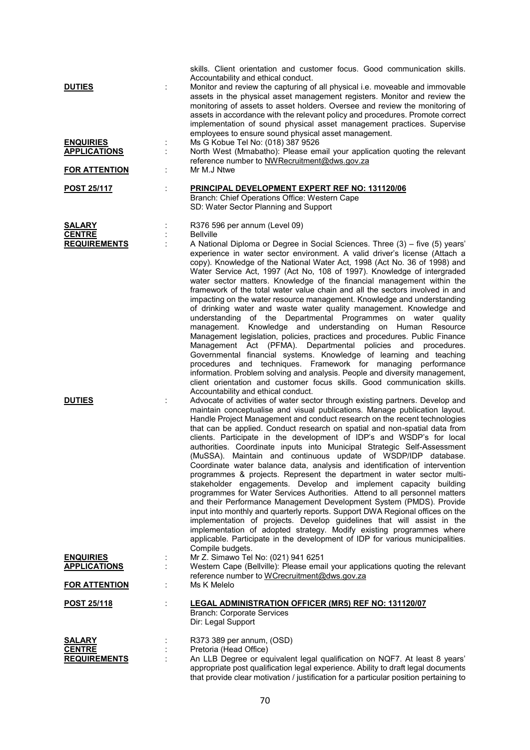skills. Client orientation and customer focus. Good communication skills. Accountability and ethical conduct.

**DUTIES** : Monitor and review the capturing of all physical i.e. moveable and immovable assets in the physical asset management registers. Monitor and review the monitoring of assets to asset holders. Oversee and review the monitoring of assets in accordance with the relevant policy and procedures. Promote correct implementation of sound physical asset management practices. Supervise employees to ensure sound physical asset management.

**ENQUIRIES** : Ms G Kobue Tel No: (018) 387 9526

**APPLICATIONS** : North West (Mmabatho): Please email your application quoting the relevant reference number to NWRecruitment@dws.gov.za

**FOR ATTENTION** : Mr M.J Ntwe

**POST 25/117** : **PRINCIPAL DEVELOPMENT EXPERT REF NO: 131120/06**
Branch: Chief Operations Office: Western Cape
SD: Water Sector Planning and Support

**SALARY** : R376 596 per annum (Level 09)

**CENTRE** : Bellville

**REQUIREMENTS** : A National Diploma or Degree in Social Sciences. Three (3) – five (5) years' experience in water sector environment. A valid driver's license (Attach a copy). Knowledge of the National Water Act, 1998 (Act No. 36 of 1998) and Water Service Act, 1997 (Act No, 108 of 1997). Knowledge of intergraded water sector matters. Knowledge of the financial management within the framework of the total water value chain and all the sectors involved in and impacting on the water resource management. Knowledge and understanding of drinking water and waste water quality management. Knowledge and understanding of the Departmental Programmes on water quality management. Knowledge and understanding on Human Resource Management legislation, policies, practices and procedures. Public Finance Management Act (PFMA). Departmental policies and procedures. Governmental financial systems. Knowledge of learning and teaching procedures and techniques. Framework for managing performance information. Problem solving and analysis. People and diversity management, client orientation and customer focus skills. Good communication skills. Accountability and ethical conduct.

**DUTIES** : Advocate of activities of water sector through existing partners. Develop and maintain conceptualise and visual publications. Manage publication layout. Handle Project Management and conduct research on the recent technologies that can be applied. Conduct research on spatial and non-spatial data from clients. Participate in the development of IDP's and WSDP's for local authorities. Coordinate inputs into Municipal Strategic Self-Assessment (MuSSA). Maintain and continuous update of WSDP/IDP database. Coordinate water balance data, analysis and identification of intervention programmes & projects. Represent the department in water sector multi-stakeholder engagements. Develop and implement capacity building programmes for Water Services Authorities. Attend to all personnel matters and their Performance Management Development System (PMDS). Provide input into monthly and quarterly reports. Support DWA Regional offices on the implementation of projects. Develop guidelines that will assist in the implementation of adopted strategy. Modify existing programmes where applicable. Participate in the development of IDP for various municipalities. Compile budgets.

**ENQUIRIES** : Mr Z. Simawo Tel No: (021) 941 6251

**APPLICATIONS** : Western Cape (Bellville): Please email your applications quoting the relevant reference number to WCrecruitment@dws.gov.za

**FOR ATTENTION** : Ms K Melelo

**POST 25/118** : **LEGAL ADMINISTRATION OFFICER (MR5) REF NO: 131120/07**
Branch: Corporate Services
Dir: Legal Support

**SALARY** : R373 389 per annum, (OSD)

**CENTRE** : Pretoria (Head Office)

**REQUIREMENTS** : An LLB Degree or equivalent legal qualification on NQF7. At least 8 years' appropriate post qualification legal experience. Ability to draft legal documents that provide clear motivation / justification for a particular position pertaining to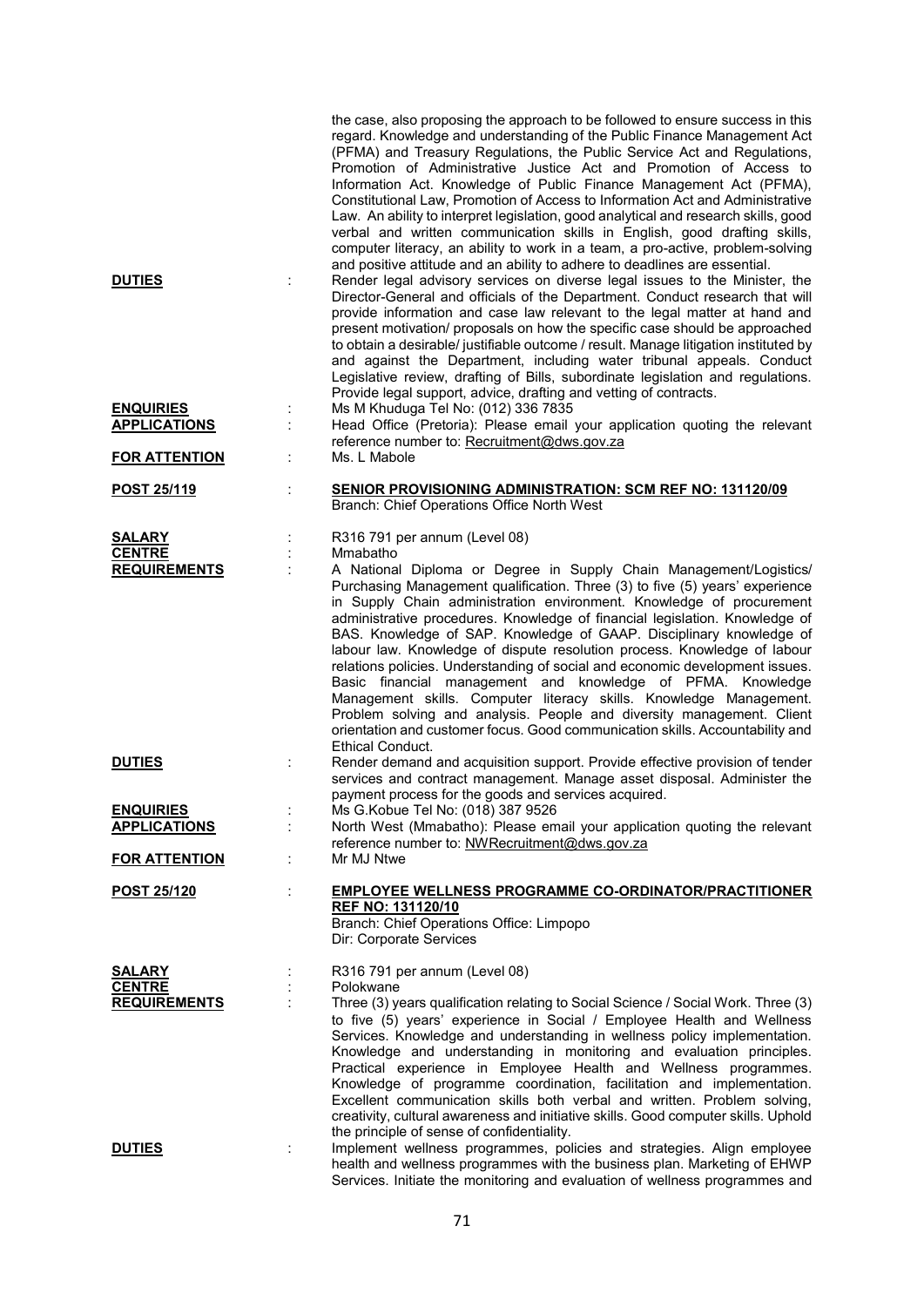the case, also proposing the approach to be followed to ensure success in this regard. Knowledge and understanding of the Public Finance Management Act (PFMA) and Treasury Regulations, the Public Service Act and Regulations, Promotion of Administrative Justice Act and Promotion of Access to Information Act. Knowledge of Public Finance Management Act (PFMA), Constitutional Law, Promotion of Access to Information Act and Administrative Law. An ability to interpret legislation, good analytical and research skills, good verbal and written communication skills in English, good drafting skills, computer literacy, an ability to work in a team, a pro-active, problem-solving and positive attitude and an ability to adhere to deadlines are essential.

**DUTIES** : Render legal advisory services on diverse legal issues to the Minister, the Director-General and officials of the Department. Conduct research that will provide information and case law relevant to the legal matter at hand and present motivation/ proposals on how the specific case should be approached to obtain a desirable/ justifiable outcome / result. Manage litigation instituted by and against the Department, including water tribunal appeals. Conduct Legislative review, drafting of Bills, subordinate legislation and regulations. Provide legal support, advice, drafting and vetting of contracts.

**ENQUIRIES** : Ms M Khuduga Tel No: (012) 336 7835

**APPLICATIONS** : Head Office (Pretoria): Please email your application quoting the relevant reference number to: Recruitment@dws.gov.za

**FOR ATTENTION** : Ms. L Mabole

**POST 25/119** : **SENIOR PROVISIONING ADMINISTRATION: SCM REF NO: 131120/09**
Branch: Chief Operations Office North West

**SALARY** : R316 791 per annum (Level 08)

**CENTRE** : Mmabatho

**REQUIREMENTS** : A National Diploma or Degree in Supply Chain Management/Logistics/ Purchasing Management qualification. Three (3) to five (5) years' experience in Supply Chain administration environment. Knowledge of procurement administrative procedures. Knowledge of financial legislation. Knowledge of BAS. Knowledge of SAP. Knowledge of GAAP. Disciplinary knowledge of labour law. Knowledge of dispute resolution process. Knowledge of labour relations policies. Understanding of social and economic development issues. Basic financial management and knowledge of PFMA. Knowledge Management skills. Computer literacy skills. Knowledge Management. Problem solving and analysis. People and diversity management. Client orientation and customer focus. Good communication skills. Accountability and Ethical Conduct.

**DUTIES** : Render demand and acquisition support. Provide effective provision of tender services and contract management. Manage asset disposal. Administer the payment process for the goods and services acquired.

**ENQUIRIES** : Ms G.Kobue Tel No: (018) 387 9526

**APPLICATIONS** : North West (Mmabatho): Please email your application quoting the relevant reference number to: NWRecruitment@dws.gov.za

**FOR ATTENTION** : Mr MJ Ntwe

**POST 25/120** : **EMPLOYEE WELLNESS PROGRAMME CO-ORDINATOR/PRACTITIONER REF NO: 131120/10**
Branch: Chief Operations Office: Limpopo
Dir: Corporate Services

**SALARY** : R316 791 per annum (Level 08)

**CENTRE** : Polokwane

**REQUIREMENTS** : Three (3) years qualification relating to Social Science / Social Work. Three (3) to five (5) years' experience in Social / Employee Health and Wellness Services. Knowledge and understanding in wellness policy implementation. Knowledge and understanding in monitoring and evaluation principles. Practical experience in Employee Health and Wellness programmes. Knowledge of programme coordination, facilitation and implementation. Excellent communication skills both verbal and written. Problem solving, creativity, cultural awareness and initiative skills. Good computer skills. Uphold the principle of sense of confidentiality.

**DUTIES** : Implement wellness programmes, policies and strategies. Align employee health and wellness programmes with the business plan. Marketing of EHWP Services. Initiate the monitoring and evaluation of wellness programmes and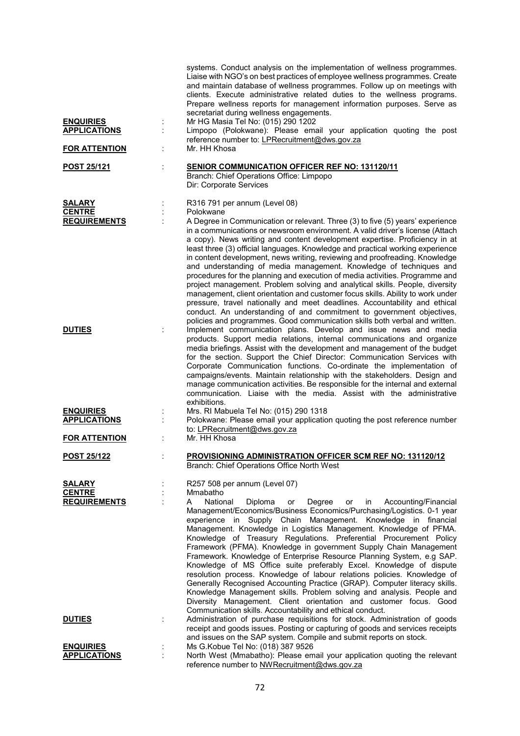systems. Conduct analysis on the implementation of wellness programmes. Liaise with NGO's on best practices of employee wellness programmes. Create and maintain database of wellness programmes. Follow up on meetings with clients. Execute administrative related duties to the wellness programs. Prepare wellness reports for management information purposes. Serve as secretariat during wellness engagements.

**ENQUIRIES** : Mr HG Masia Tel No: (015) 290 1202

**APPLICATIONS** : Limpopo (Polokwane): Please email your application quoting the post reference number to: LPRecruitment@dws.gov.za

**FOR ATTENTION** : Mr. HH Khosa

**POST 25/121** : **SENIOR COMMUNICATION OFFICER REF NO: 131120/11**
Branch: Chief Operations Office: Limpopo
Dir: Corporate Services

**SALARY** : R316 791 per annum (Level 08)

**CENTRE** : Polokwane

**REQUIREMENTS** : A Degree in Communication or relevant. Three (3) to five (5) years' experience in a communications or newsroom environment. A valid driver's license (Attach a copy). News writing and content development expertise. Proficiency in at least three (3) official languages. Knowledge and practical working experience in content development, news writing, reviewing and proofreading. Knowledge and understanding of media management. Knowledge of techniques and procedures for the planning and execution of media activities. Programme and project management. Problem solving and analytical skills. People, diversity management, client orientation and customer focus skills. Ability to work under pressure, travel nationally and meet deadlines. Accountability and ethical conduct. An understanding of and commitment to government objectives, policies and programmes. Good communication skills both verbal and written.

**DUTIES** : Implement communication plans. Develop and issue news and media products. Support media relations, internal communications and organize media briefings. Assist with the development and management of the budget for the section. Support the Chief Director: Communication Services with Corporate Communication functions. Co-ordinate the implementation of campaigns/events. Maintain relationship with the stakeholders. Design and manage communication activities. Be responsible for the internal and external communication. Liaise with the media. Assist with the administrative exhibitions.

**ENQUIRIES** : Mrs. RI Mabuela Tel No: (015) 290 1318

**APPLICATIONS** : Polokwane: Please email your application quoting the post reference number to: LPRecruitment@dws.gov.za

**FOR ATTENTION** : Mr. HH Khosa

**POST 25/122** : **PROVISIONING ADMINISTRATION OFFICER SCM REF NO: 131120/12**
Branch: Chief Operations Office North West

**SALARY** : R257 508 per annum (Level 07)

**CENTRE** : Mmabatho

**REQUIREMENTS** : A National Diploma or Degree or in Accounting/Financial Management/Economics/Business Economics/Purchasing/Logistics. 0-1 year experience in Supply Chain Management. Knowledge in financial Management. Knowledge in Logistics Management. Knowledge of PFMA. Knowledge of Treasury Regulations. Preferential Procurement Policy Framework (PFMA). Knowledge in government Supply Chain Management Framework. Knowledge of Enterprise Resource Planning System, e.g SAP. Knowledge of MS Office suite preferably Excel. Knowledge of dispute resolution process. Knowledge of labour relations policies. Knowledge of Generally Recognised Accounting Practice (GRAP). Computer literacy skills. Knowledge Management skills. Problem solving and analysis. People and Diversity Management. Client orientation and customer focus. Good Communication skills. Accountability and ethical conduct.

**DUTIES** : Administration of purchase requisitions for stock. Administration of goods receipt and goods issues. Posting or capturing of goods and services receipts and issues on the SAP system. Compile and submit reports on stock.

**ENQUIRIES** : Ms G.Kobue Tel No: (018) 387 9526

**APPLICATIONS** : North West (Mmabatho): Please email your application quoting the relevant reference number to NWRecruitment@dws.gov.za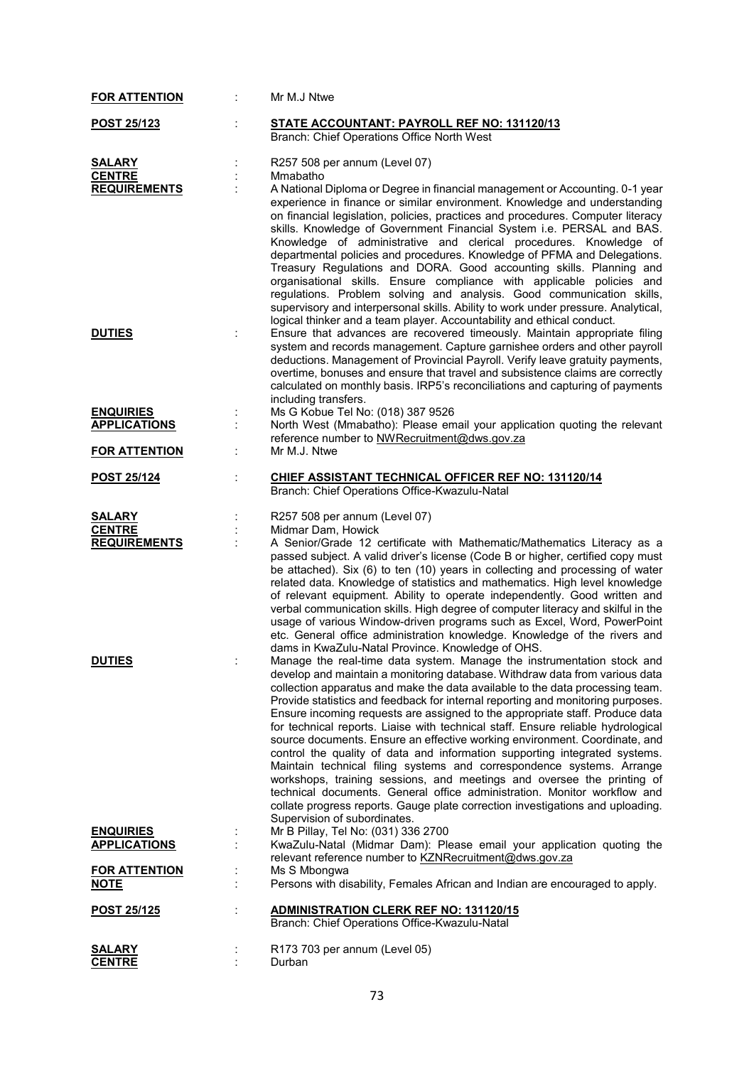**FOR ATTENTION** : Mr M.J Ntwe

**POST 25/123** : **STATE ACCOUNTANT: PAYROLL REF NO: 131120/13**
Branch: Chief Operations Office North West

**SALARY** : R257 508 per annum (Level 07)

**CENTRE** : Mmabatho

**REQUIREMENTS** : A National Diploma or Degree in financial management or Accounting. 0-1 year experience in finance or similar environment. Knowledge and understanding on financial legislation, policies, practices and procedures. Computer literacy skills. Knowledge of Government Financial System i.e. PERSAL and BAS. Knowledge of administrative and clerical procedures. Knowledge of departmental policies and procedures. Knowledge of PFMA and Delegations. Treasury Regulations and DORA. Good accounting skills. Planning and organisational skills. Ensure compliance with applicable policies and regulations. Problem solving and analysis. Good communication skills, supervisory and interpersonal skills. Ability to work under pressure. Analytical, logical thinker and a team player. Accountability and ethical conduct.

**DUTIES** : Ensure that advances are recovered timeously. Maintain appropriate filing system and records management. Capture garnishee orders and other payroll deductions. Management of Provincial Payroll. Verify leave gratuity payments, overtime, bonuses and ensure that travel and subsistence claims are correctly calculated on monthly basis. IRP5's reconciliations and capturing of payments including transfers.

**ENQUIRIES** : Ms G Kobue Tel No: (018) 387 9526

**APPLICATIONS** : North West (Mmabatho): Please email your application quoting the relevant reference number to NWRecruitment@dws.gov.za

**FOR ATTENTION** : Mr M.J. Ntwe

**POST 25/124** : **CHIEF ASSISTANT TECHNICAL OFFICER REF NO: 131120/14**
Branch: Chief Operations Office-Kwazulu-Natal

**SALARY** : R257 508 per annum (Level 07)

**CENTRE** : Midmar Dam, Howick

**REQUIREMENTS** : A Senior/Grade 12 certificate with Mathematic/Mathematics Literacy as a passed subject. A valid driver's license (Code B or higher, certified copy must be attached). Six (6) to ten (10) years in collecting and processing of water related data. Knowledge of statistics and mathematics. High level knowledge of relevant equipment. Ability to operate independently. Good written and verbal communication skills. High degree of computer literacy and skilful in the usage of various Window-driven programs such as Excel, Word, PowerPoint etc. General office administration knowledge. Knowledge of the rivers and dams in KwaZulu-Natal Province. Knowledge of OHS.

**DUTIES** : Manage the real-time data system. Manage the instrumentation stock and develop and maintain a monitoring database. Withdraw data from various data collection apparatus and make the data available to the data processing team. Provide statistics and feedback for internal reporting and monitoring purposes. Ensure incoming requests are assigned to the appropriate staff. Produce data for technical reports. Liaise with technical staff. Ensure reliable hydrological source documents. Ensure an effective working environment. Coordinate, and control the quality of data and information supporting integrated systems. Maintain technical filing systems and correspondence systems. Arrange workshops, training sessions, and meetings and oversee the printing of technical documents. General office administration. Monitor workflow and collate progress reports. Gauge plate correction investigations and uploading. Supervision of subordinates.

**ENQUIRIES** : Mr B Pillay, Tel No: (031) 336 2700

**APPLICATIONS** : KwaZulu-Natal (Midmar Dam): Please email your application quoting the relevant reference number to KZNRecruitment@dws.gov.za

**FOR ATTENTION** : Ms S Mbongwa

**NOTE** : Persons with disability, Females African and Indian are encouraged to apply.

**POST 25/125** : **ADMINISTRATION CLERK REF NO: 131120/15**
Branch: Chief Operations Office-Kwazulu-Natal

**SALARY** : R173 703 per annum (Level 05)

**CENTRE** : Durban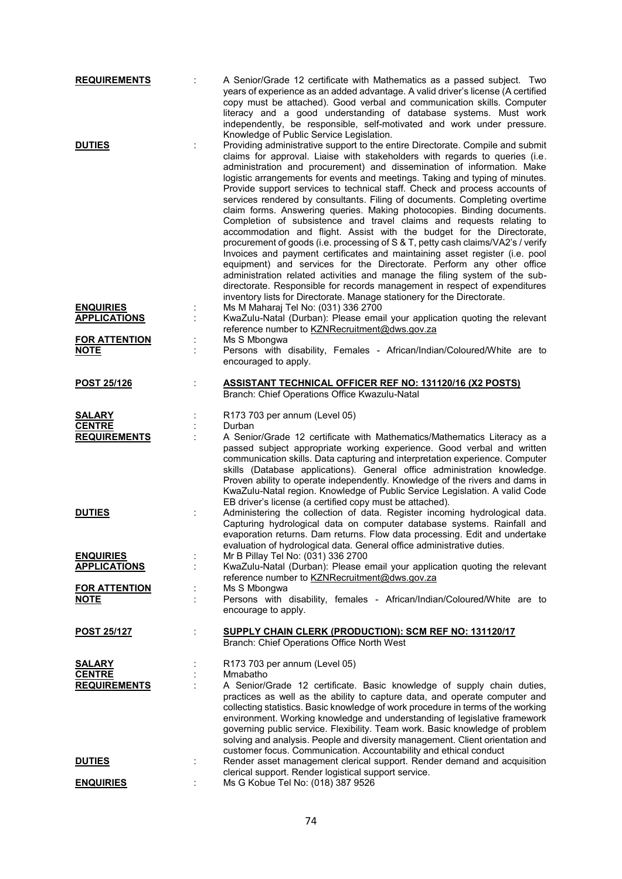**REQUIREMENTS** : A Senior/Grade 12 certificate with Mathematics as a passed subject. Two years of experience as an added advantage. A valid driver's license (A certified copy must be attached). Good verbal and communication skills. Computer literacy and a good understanding of database systems. Must work independently, be responsible, self-motivated and work under pressure. Knowledge of Public Service Legislation.

**DUTIES** : Providing administrative support to the entire Directorate. Compile and submit claims for approval. Liaise with stakeholders with regards to queries (i.e. administration and procurement) and dissemination of information. Make logistic arrangements for events and meetings. Taking and typing of minutes. Provide support services to technical staff. Check and process accounts of services rendered by consultants. Filing of documents. Completing overtime claim forms. Answering queries. Making photocopies. Binding documents. Completion of subsistence and travel claims and requests relating to accommodation and flight. Assist with the budget for the Directorate, procurement of goods (i.e. processing of S & T, petty cash claims/VA2's / verify Invoices and payment certificates and maintaining asset register (i.e. pool equipment) and services for the Directorate. Perform any other office administration related activities and manage the filing system of the sub-directorate. Responsible for records management in respect of expenditures inventory lists for Directorate. Manage stationery for the Directorate.

**ENQUIRIES** : Ms M Maharaj Tel No: (031) 336 2700

**APPLICATIONS** : KwaZulu-Natal (Durban): Please email your application quoting the relevant reference number to KZNRecruitment@dws.gov.za

**FOR ATTENTION** : Ms S Mbongwa

**NOTE** : Persons with disability, Females - African/Indian/Coloured/White are to encouraged to apply.

**POST 25/126** : **ASSISTANT TECHNICAL OFFICER REF NO: 131120/16 (X2 POSTS)**
Branch: Chief Operations Office Kwazulu-Natal

**SALARY** : R173 703 per annum (Level 05)

**CENTRE** : Durban

**REQUIREMENTS** : A Senior/Grade 12 certificate with Mathematics/Mathematics Literacy as a passed subject appropriate working experience. Good verbal and written communication skills. Data capturing and interpretation experience. Computer skills (Database applications). General office administration knowledge. Proven ability to operate independently. Knowledge of the rivers and dams in KwaZulu-Natal region. Knowledge of Public Service Legislation. A valid Code EB driver's license (a certified copy must be attached).

**DUTIES** : Administering the collection of data. Register incoming hydrological data. Capturing hydrological data on computer database systems. Rainfall and evaporation returns. Dam returns. Flow data processing. Edit and undertake evaluation of hydrological data. General office administrative duties.

**ENQUIRIES** : Mr B Pillay Tel No: (031) 336 2700

**APPLICATIONS** : KwaZulu-Natal (Durban): Please email your application quoting the relevant reference number to KZNRecruitment@dws.gov.za

**FOR ATTENTION** : Ms S Mbongwa

**NOTE** : Persons with disability, females - African/Indian/Coloured/White are to encourage to apply.

**POST 25/127** : **SUPPLY CHAIN CLERK (PRODUCTION): SCM REF NO: 131120/17**
Branch: Chief Operations Office North West

**SALARY** : R173 703 per annum (Level 05)

**CENTRE** : Mmabatho

**REQUIREMENTS** : A Senior/Grade 12 certificate. Basic knowledge of supply chain duties, practices as well as the ability to capture data, and operate computer and collecting statistics. Basic knowledge of work procedure in terms of the working environment. Working knowledge and understanding of legislative framework governing public service. Flexibility. Team work. Basic knowledge of problem solving and analysis. People and diversity management. Client orientation and customer focus. Communication. Accountability and ethical conduct

**DUTIES** : Render asset management clerical support. Render demand and acquisition clerical support. Render logistical support service.

**ENQUIRIES** : Ms G Kobue Tel No: (018) 387 9526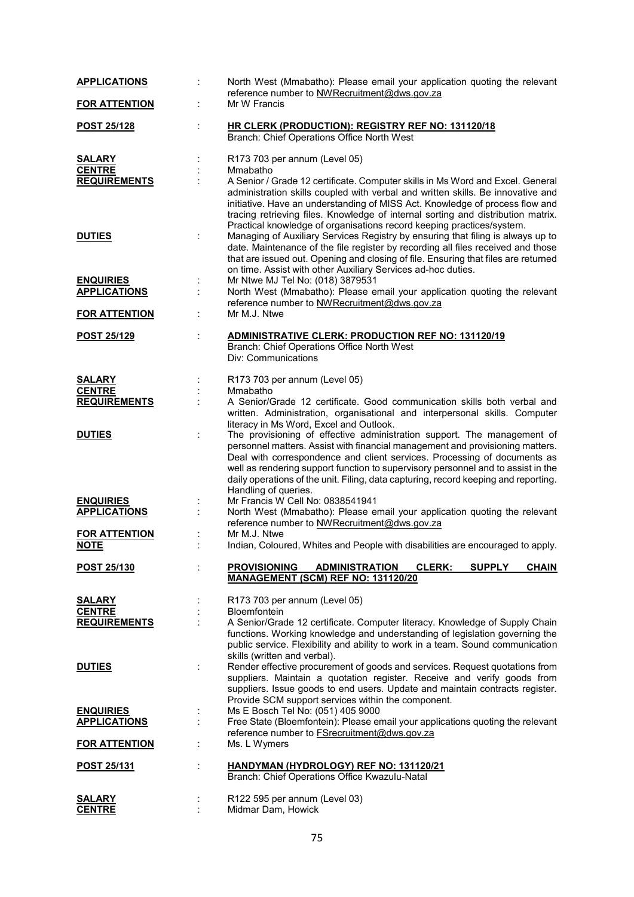**APPLICATIONS** : North West (Mmabatho): Please email your application quoting the relevant reference number to NWRecruitment@dws.gov.za

**FOR ATTENTION** : Mr W Francis

**POST 25/128** : **HR CLERK (PRODUCTION): REGISTRY REF NO: 131120/18**
Branch: Chief Operations Office North West

**SALARY** : R173 703 per annum (Level 05)

**CENTRE** : Mmabatho

**REQUIREMENTS** : A Senior / Grade 12 certificate. Computer skills in Ms Word and Excel. General administration skills coupled with verbal and written skills. Be innovative and initiative. Have an understanding of MISS Act. Knowledge of process flow and tracing retrieving files. Knowledge of internal sorting and distribution matrix. Practical knowledge of organisations record keeping practices/system.

**DUTIES** : Managing of Auxiliary Services Registry by ensuring that filing is always up to date. Maintenance of the file register by recording all files received and those that are issued out. Opening and closing of file. Ensuring that files are returned on time. Assist with other Auxiliary Services ad-hoc duties.

**ENQUIRIES** : Mr Ntwe MJ Tel No: (018) 3879531

**APPLICATIONS** : North West (Mmabatho): Please email your application quoting the relevant reference number to NWRecruitment@dws.gov.za

**FOR ATTENTION** : Mr M.J. Ntwe

**POST 25/129** : **ADMINISTRATIVE CLERK: PRODUCTION REF NO: 131120/19**
Branch: Chief Operations Office North West
Div: Communications

**SALARY** : R173 703 per annum (Level 05)

**CENTRE** : Mmabatho

**REQUIREMENTS** : A Senior/Grade 12 certificate. Good communication skills both verbal and written. Administration, organisational and interpersonal skills. Computer literacy in Ms Word, Excel and Outlook.

**DUTIES** : The provisioning of effective administration support. The management of personnel matters. Assist with financial management and provisioning matters. Deal with correspondence and client services. Processing of documents as well as rendering support function to supervisory personnel and to assist in the daily operations of the unit. Filing, data capturing, record keeping and reporting. Handling of queries.

**ENQUIRIES** : Mr Francis W Cell No: 0838541941

**APPLICATIONS** : North West (Mmabatho): Please email your application quoting the relevant reference number to NWRecruitment@dws.gov.za

**FOR ATTENTION** : Mr M.J. Ntwe

**NOTE** : Indian, Coloured, Whites and People with disabilities are encouraged to apply.

**POST 25/130** : **PROVISIONING ADMINISTRATION CLERK: SUPPLY CHAIN MANAGEMENT (SCM) REF NO: 131120/20**

**SALARY** : R173 703 per annum (Level 05)

**CENTRE** : Bloemfontein

**REQUIREMENTS** : A Senior/Grade 12 certificate. Computer literacy. Knowledge of Supply Chain functions. Working knowledge and understanding of legislation governing the public service. Flexibility and ability to work in a team. Sound communication skills (written and verbal).

**DUTIES** : Render effective procurement of goods and services. Request quotations from suppliers. Maintain a quotation register. Receive and verify goods from suppliers. Issue goods to end users. Update and maintain contracts register. Provide SCM support services within the component.

**ENQUIRIES** : Ms E Bosch Tel No: (051) 405 9000

**APPLICATIONS** : Free State (Bloemfontein): Please email your applications quoting the relevant reference number to FSrecruitment@dws.gov.za

**FOR ATTENTION** : Ms. L Wymers

**POST 25/131** : **HANDYMAN (HYDROLOGY) REF NO: 131120/21**
Branch: Chief Operations Office Kwazulu-Natal

**SALARY** : R122 595 per annum (Level 03)

**CENTRE** : Midmar Dam, Howick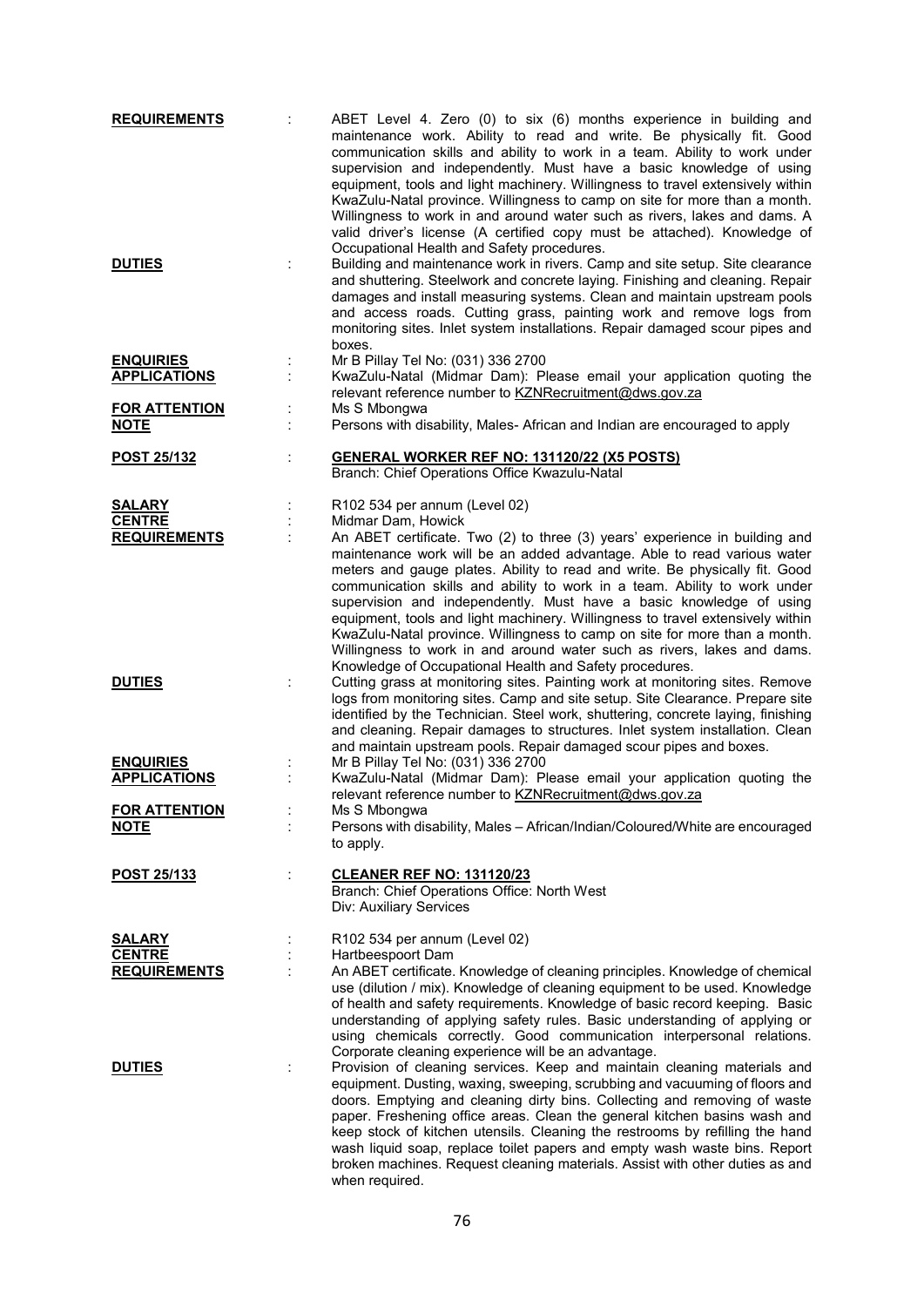**REQUIREMENTS** : ABET Level 4. Zero (0) to six (6) months experience in building and maintenance work. Ability to read and write. Be physically fit. Good communication skills and ability to work in a team. Ability to work under supervision and independently. Must have a basic knowledge of using equipment, tools and light machinery. Willingness to travel extensively within KwaZulu-Natal province. Willingness to camp on site for more than a month. Willingness to work in and around water such as rivers, lakes and dams. A valid driver's license (A certified copy must be attached). Knowledge of Occupational Health and Safety procedures.

**DUTIES** : Building and maintenance work in rivers. Camp and site setup. Site clearance and shuttering. Steelwork and concrete laying. Finishing and cleaning. Repair damages and install measuring systems. Clean and maintain upstream pools and access roads. Cutting grass, painting work and remove logs from monitoring sites. Inlet system installations. Repair damaged scour pipes and boxes.

**ENQUIRIES** : Mr B Pillay Tel No: (031) 336 2700

**APPLICATIONS** : KwaZulu-Natal (Midmar Dam): Please email your application quoting the relevant reference number to KZNRecruitment@dws.gov.za

**FOR ATTENTION** : Ms S Mbongwa

**NOTE** : Persons with disability, Males- African and Indian are encouraged to apply

**POST 25/132** : **GENERAL WORKER REF NO: 131120/22 (X5 POSTS)**
Branch: Chief Operations Office Kwazulu-Natal

**SALARY** : R102 534 per annum (Level 02)

**CENTRE** : Midmar Dam, Howick

**REQUIREMENTS** : An ABET certificate. Two (2) to three (3) years' experience in building and maintenance work will be an added advantage. Able to read various water meters and gauge plates. Ability to read and write. Be physically fit. Good communication skills and ability to work in a team. Ability to work under supervision and independently. Must have a basic knowledge of using equipment, tools and light machinery. Willingness to travel extensively within KwaZulu-Natal province. Willingness to camp on site for more than a month. Willingness to work in and around water such as rivers, lakes and dams. Knowledge of Occupational Health and Safety procedures.

**DUTIES** : Cutting grass at monitoring sites. Painting work at monitoring sites. Remove logs from monitoring sites. Camp and site setup. Site Clearance. Prepare site identified by the Technician. Steel work, shuttering, concrete laying, finishing and cleaning. Repair damages to structures. Inlet system installation. Clean and maintain upstream pools. Repair damaged scour pipes and boxes.

**ENQUIRIES** : Mr B Pillay Tel No: (031) 336 2700

**APPLICATIONS** : KwaZulu-Natal (Midmar Dam): Please email your application quoting the relevant reference number to KZNRecruitment@dws.gov.za

**FOR ATTENTION** : Ms S Mbongwa

**NOTE** : Persons with disability, Males – African/Indian/Coloured/White are encouraged to apply.

**POST 25/133** : **CLEANER REF NO: 131120/23**
Branch: Chief Operations Office: North West
Div: Auxiliary Services

**SALARY** : R102 534 per annum (Level 02)

**CENTRE** : Hartbeespoort Dam

**REQUIREMENTS** : An ABET certificate. Knowledge of cleaning principles. Knowledge of chemical use (dilution / mix). Knowledge of cleaning equipment to be used. Knowledge of health and safety requirements. Knowledge of basic record keeping. Basic understanding of applying safety rules. Basic understanding of applying or using chemicals correctly. Good communication interpersonal relations. Corporate cleaning experience will be an advantage.

**DUTIES** : Provision of cleaning services. Keep and maintain cleaning materials and equipment. Dusting, waxing, sweeping, scrubbing and vacuuming of floors and doors. Emptying and cleaning dirty bins. Collecting and removing of waste paper. Freshening office areas. Clean the general kitchen basins wash and keep stock of kitchen utensils. Cleaning the restrooms by refilling the hand wash liquid soap, replace toilet papers and empty wash waste bins. Report broken machines. Request cleaning materials. Assist with other duties as and when required.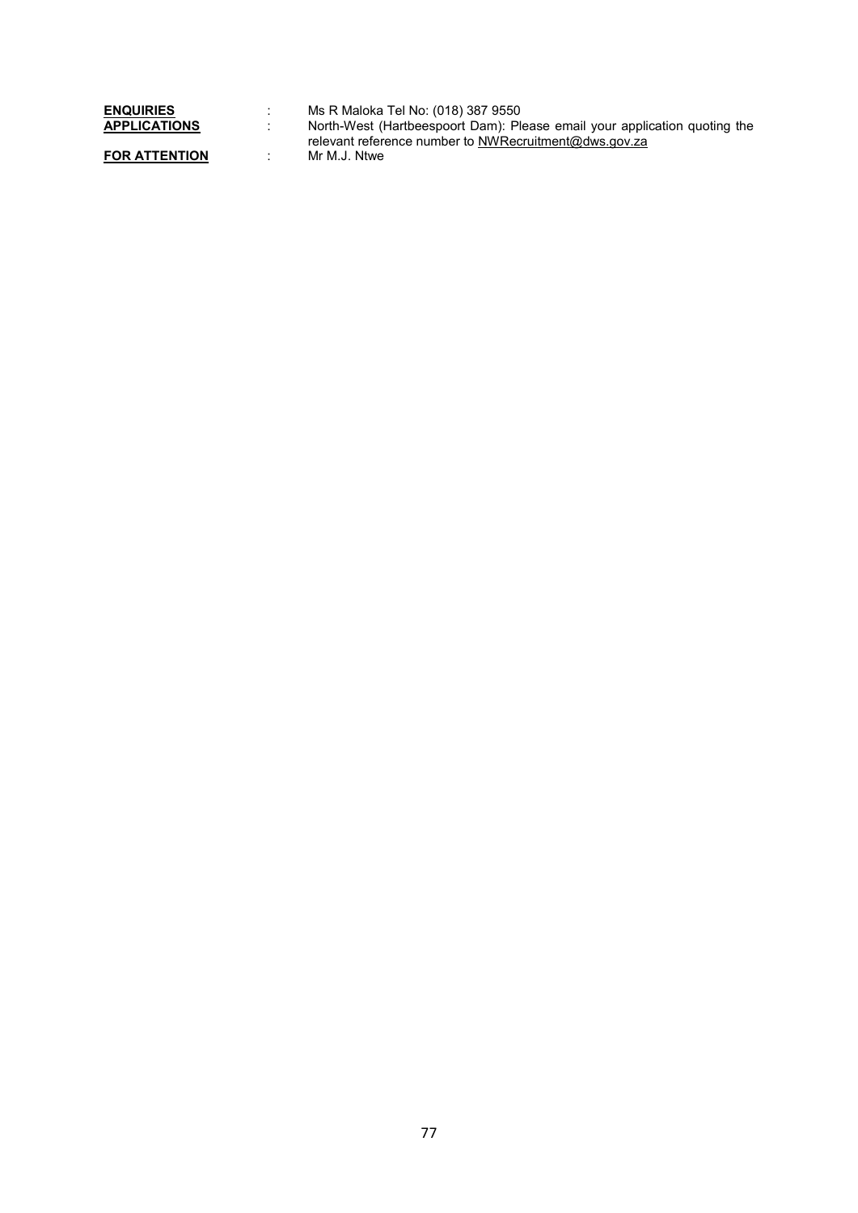**ENQUIRIES** : Ms R Maloka Tel No: (018) 387 9550

**APPLICATIONS** : North-West (Hartbeespoort Dam): Please email your application quoting the relevant reference number to NWRecruitment@dws.gov.za

**FOR ATTENTION** : Mr M.J. Ntwe